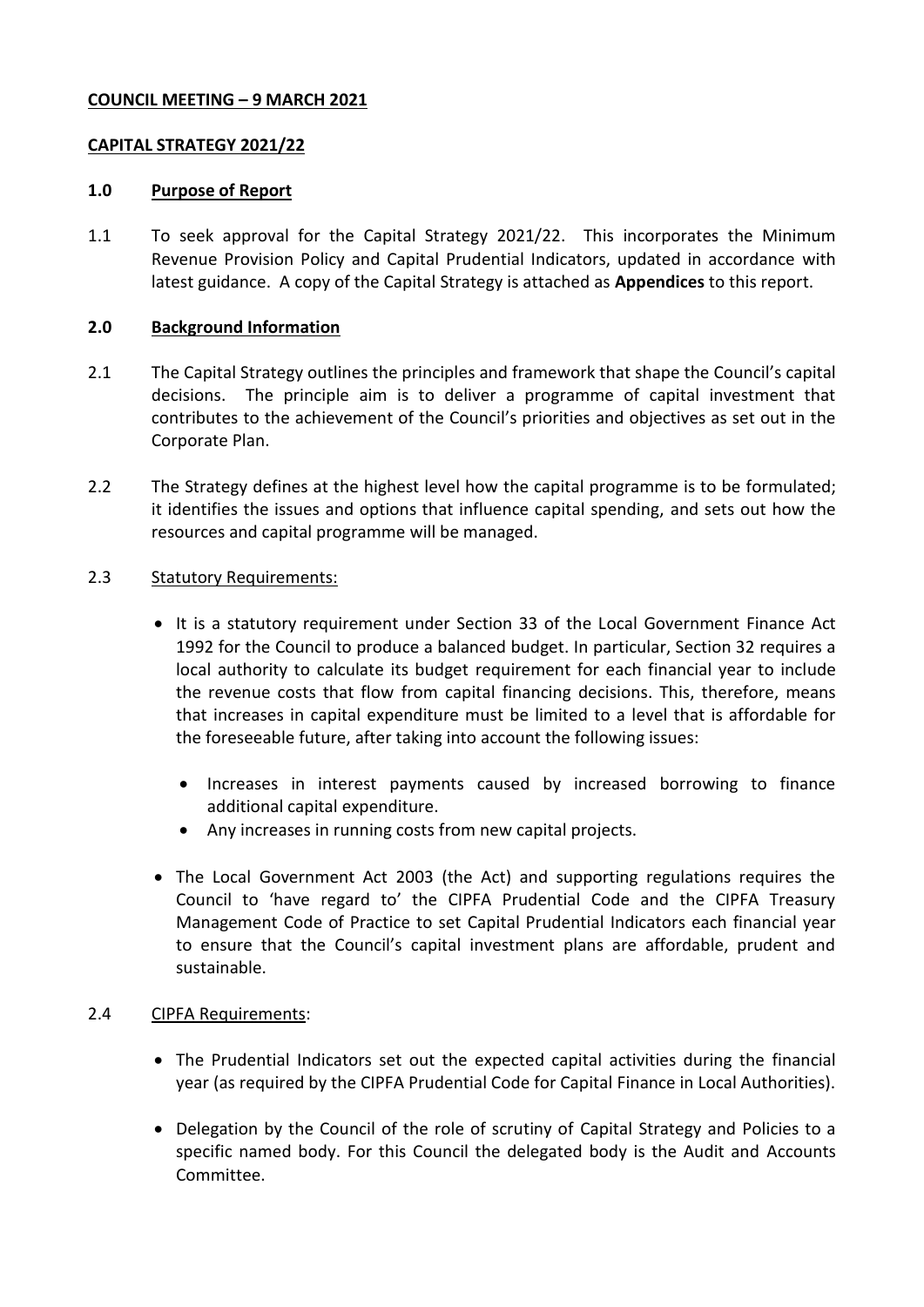**COUNCIL MEETING – 9 MARCH 2021**

**CAPITAL STRATEGY 2021/22**

**1.0 Purpose of Report**

1.1 To seek approval for the Capital Strategy 2021/22. This incorporates the Minimum Revenue Provision Policy and Capital Prudential Indicators, updated in accordance with latest guidance. A copy of the Capital Strategy is attached as **Appendices** to this report.

**2.0 Background Information**

2.1 The Capital Strategy outlines the principles and framework that shape the Council's capital decisions. The principle aim is to deliver a programme of capital investment that contributes to the achievement of the Council's priorities and objectives as set out in the Corporate Plan.

2.2 The Strategy defines at the highest level how the capital programme is to be formulated; it identifies the issues and options that influence capital spending, and sets out how the resources and capital programme will be managed.

2.3 Statutory Requirements:

- It is a statutory requirement under Section 33 of the Local Government Finance Act 1992 for the Council to produce a balanced budget. In particular, Section 32 requires a local authority to calculate its budget requirement for each financial year to include the revenue costs that flow from capital financing decisions. This, therefore, means that increases in capital expenditure must be limited to a level that is affordable for the foreseeable future, after taking into account the following issues:
  - Increases in interest payments caused by increased borrowing to finance additional capital expenditure.
  - Any increases in running costs from new capital projects.
- The Local Government Act 2003 (the Act) and supporting regulations requires the Council to 'have regard to' the CIPFA Prudential Code and the CIPFA Treasury Management Code of Practice to set Capital Prudential Indicators each financial year to ensure that the Council's capital investment plans are affordable, prudent and sustainable.

2.4 CIPFA Requirements:

- The Prudential Indicators set out the expected capital activities during the financial year (as required by the CIPFA Prudential Code for Capital Finance in Local Authorities).
- Delegation by the Council of the role of scrutiny of Capital Strategy and Policies to a specific named body. For this Council the delegated body is the Audit and Accounts Committee.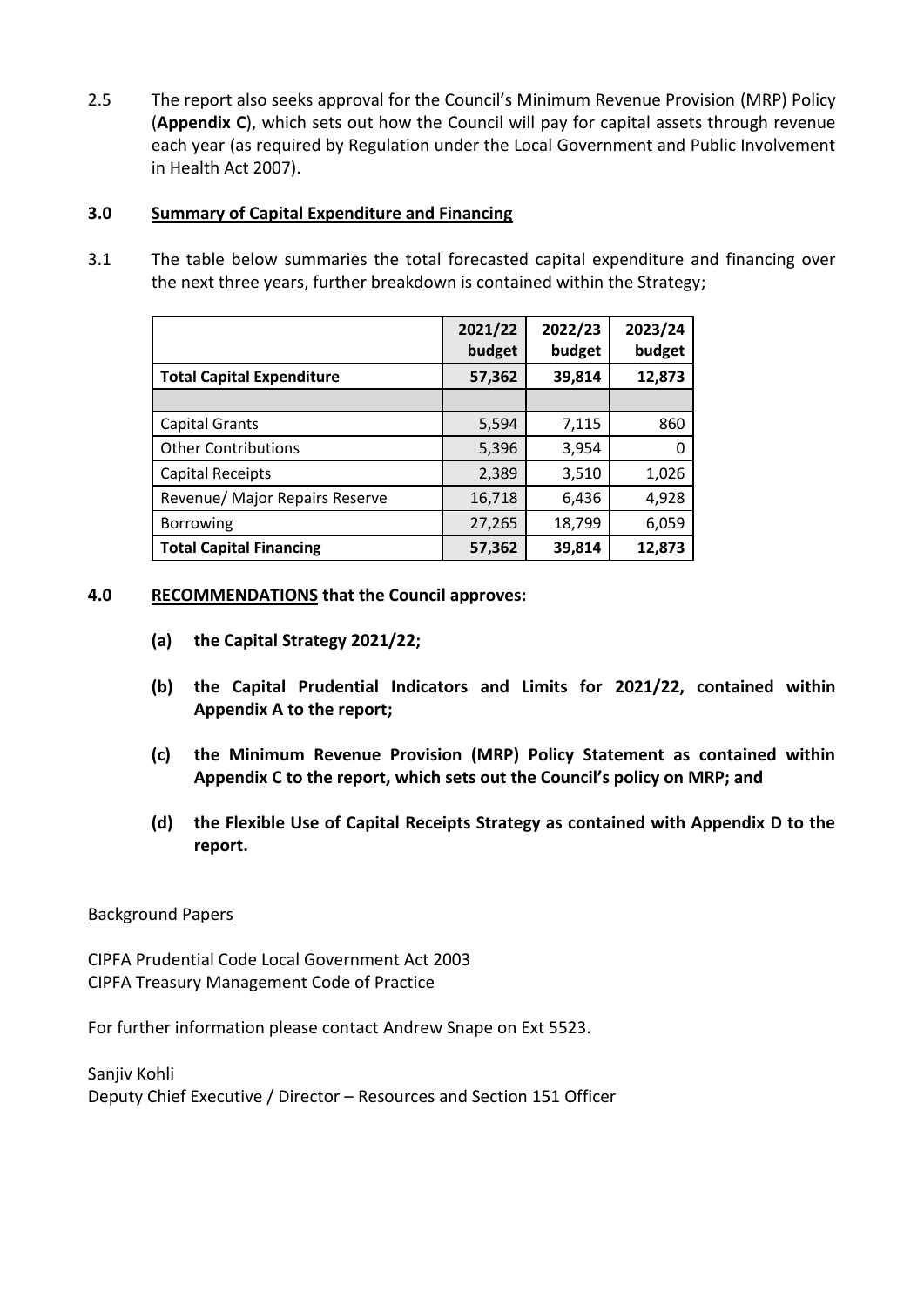2.5 The report also seeks approval for the Council's Minimum Revenue Provision (MRP) Policy (**Appendix C**), which sets out how the Council will pay for capital assets through revenue each year (as required by Regulation under the Local Government and Public Involvement in Health Act 2007).

### 3.0 Summary of Capital Expenditure and Financing

3.1 The table below summaries the total forecasted capital expenditure and financing over the next three years, further breakdown is contained within the Strategy;

| | 2021/22 budget | 2022/23 budget | 2023/24 budget |
|---|---|---|---|
| **Total Capital Expenditure** | **57,362** | **39,814** | **12,873** |
| | | | |
| Capital Grants | 5,594 | 7,115 | 860 |
| Other Contributions | 5,396 | 3,954 | 0 |
| Capital Receipts | 2,389 | 3,510 | 1,026 |
| Revenue/ Major Repairs Reserve | 16,718 | 6,436 | 4,928 |
| Borrowing | 27,265 | 18,799 | 6,059 |
| **Total Capital Financing** | **57,362** | **39,814** | **12,873** |

### 4.0 RECOMMENDATIONS that the Council approves:

**(a) the Capital Strategy 2021/22;**

**(b) the Capital Prudential Indicators and Limits for 2021/22, contained within Appendix A to the report;**

**(c) the Minimum Revenue Provision (MRP) Policy Statement as contained within Appendix C to the report, which sets out the Council's policy on MRP; and**

**(d) the Flexible Use of Capital Receipts Strategy as contained with Appendix D to the report.**

Background Papers

CIPFA Prudential Code Local Government Act 2003
CIPFA Treasury Management Code of Practice

For further information please contact Andrew Snape on Ext 5523.

Sanjiv Kohli
Deputy Chief Executive / Director – Resources and Section 151 Officer